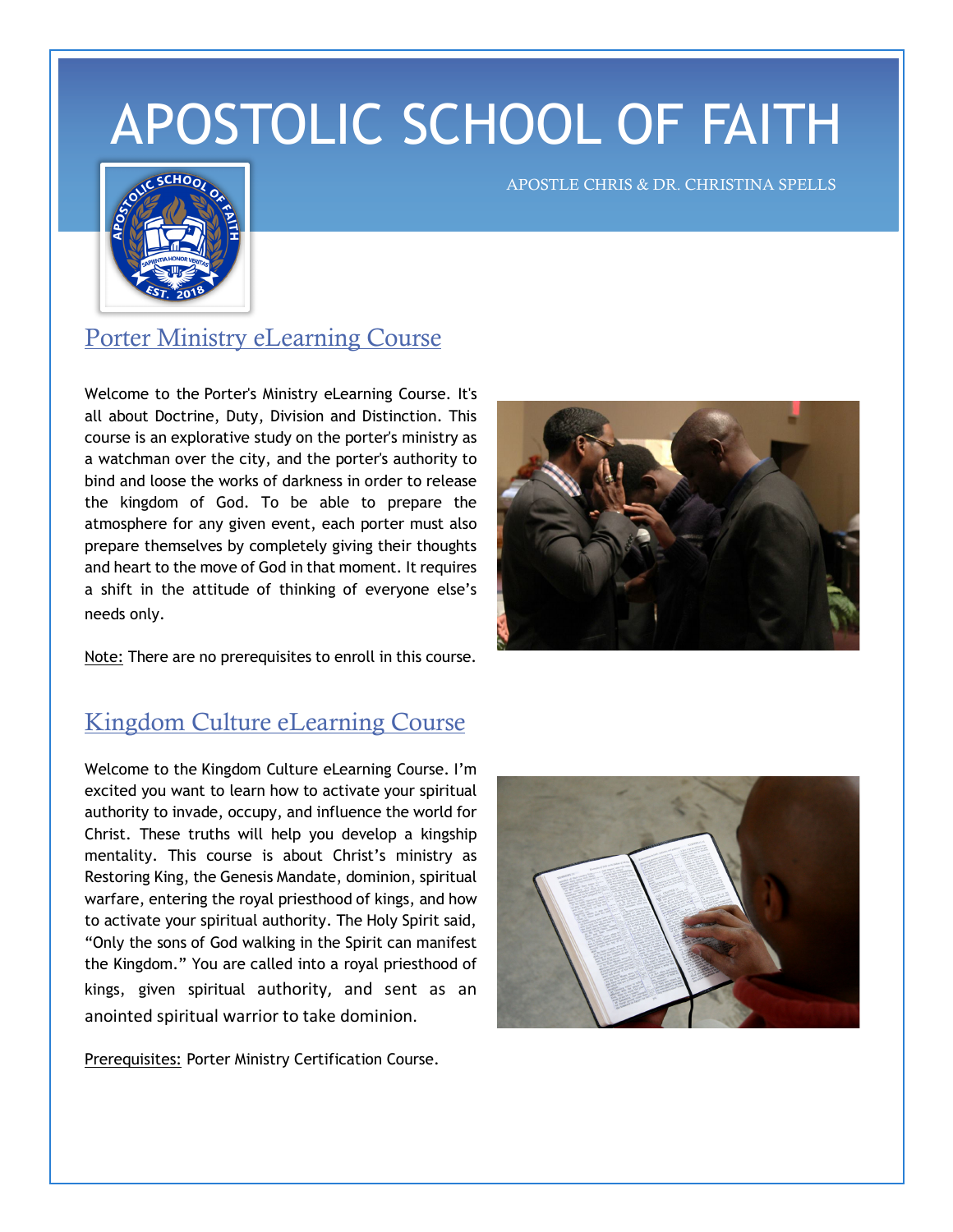# APOSTOLIC SCHOOL OF FAITH

APOSTLE CHRIS & DR. CHRISTINA SPELLS

## Porter Ministry eLearning Course

Welcome to the Porter's Ministry eLearning Course. It's all about Doctrine, Duty, Division and Distinction. This course is an explorative study on the porter's ministry as a watchman over the city, and the porter's authority to bind and loose the works of darkness in order to release the kingdom of God. To be able to prepare the atmosphere for any given event, each porter must also prepare themselves by completely giving their thoughts and heart to the move of God in that moment. It requires a shift in the attitude of thinking of everyone else's needs only.

Note: There are no prerequisites to enroll in this course.

## Kingdom Culture eLearning Course

Welcome to the Kingdom Culture eLearning Course. I'm excited you want to learn how to activate your spiritual authority to invade, occupy, and influence the world for Christ. These truths will help you develop a kingship mentality. This course is about Christ's ministry as Restoring King, the Genesis Mandate, dominion, spiritual warfare, entering the royal priesthood of kings, and how to activate your spiritual authority. The Holy Spirit said, "Only the sons of God walking in the Spirit can manifest the Kingdom." You are called into a royal priesthood of kings, given spiritual authority, and sent as an anointed spiritual warrior to take dominion.

Prerequisites: Porter Ministry Certification Course.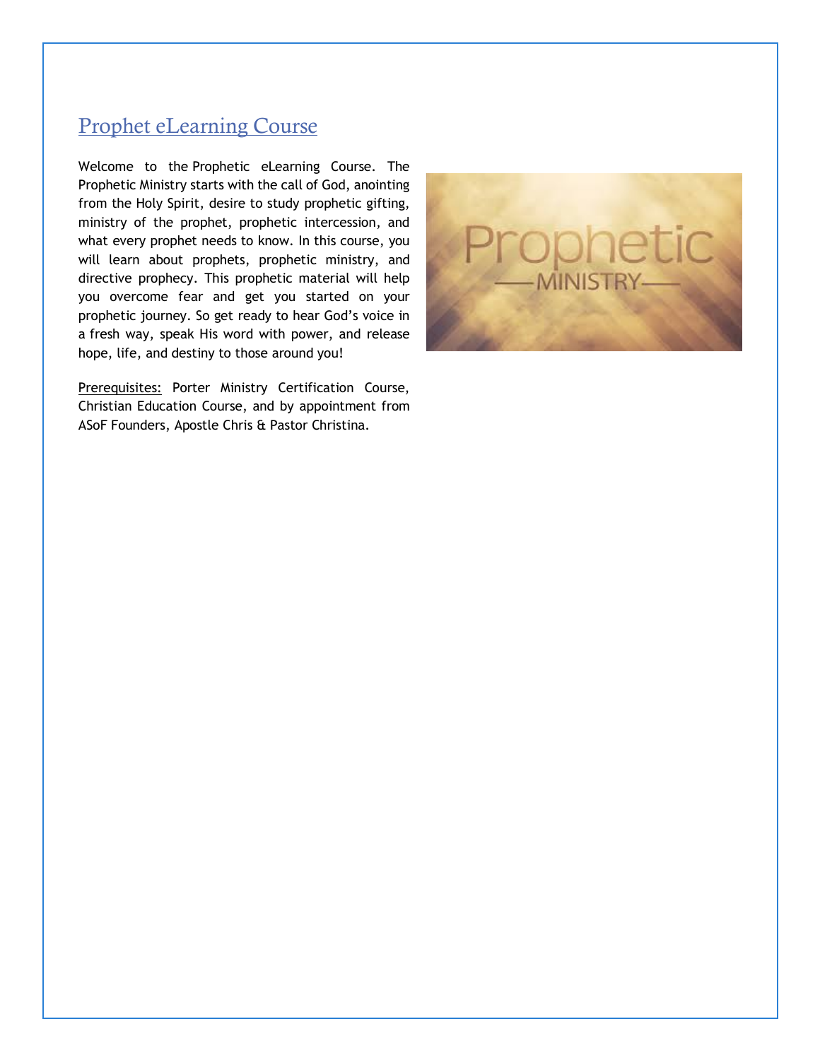## Prophet eLearning Course

Welcome to the Prophetic eLearning Course. The Prophetic Ministry starts with the call of God, anointing from the Holy Spirit, desire to study prophetic gifting, ministry of the prophet, prophetic intercession, and what every prophet needs to know. In this course, you will learn about prophets, prophetic ministry, and directive prophecy. This prophetic material will help you overcome fear and get you started on your prophetic journey. So get ready to hear God's voice in a fresh way, speak His word with power, and release hope, life, and destiny to those around you!

Prerequisites: Porter Ministry Certification Course, Christian Education Course, and by appointment from ASoF Founders, Apostle Chris & Pastor Christina.